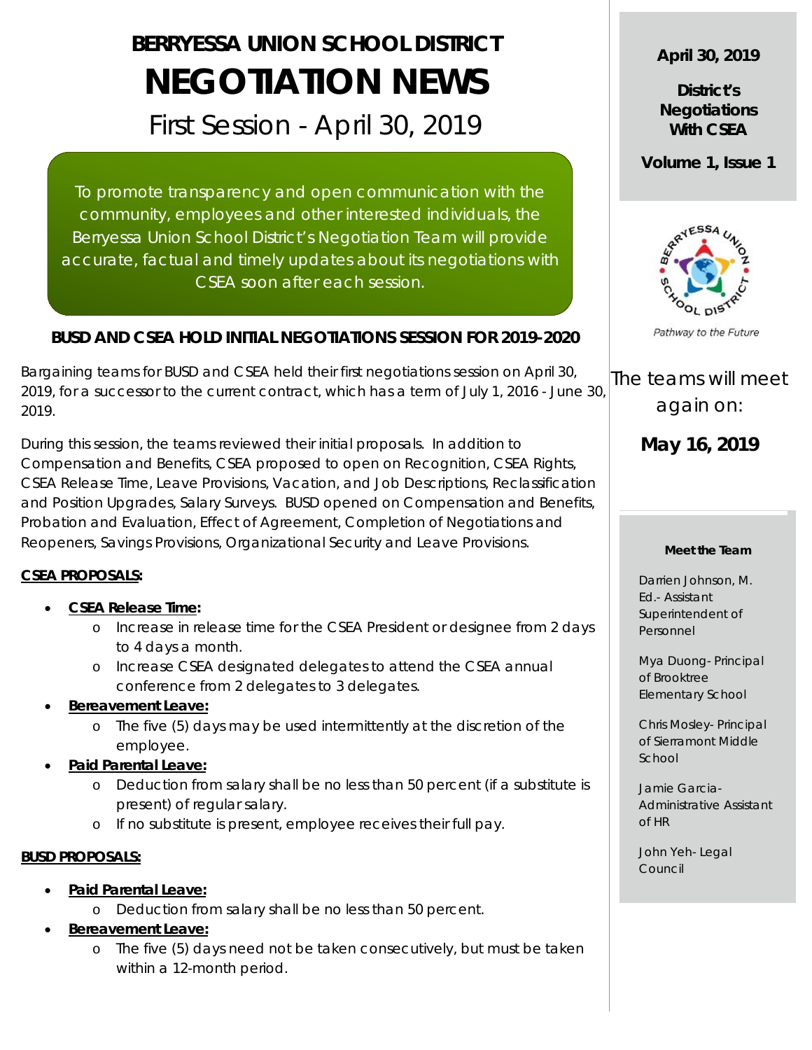# BERRYESSA UNION SCHOOL DISTRICT

# NEGOTIATION NEWS

## First Session - April 30, 2019

To promote transparency and open communication with the community, employees and other interested individuals, the Berryessa Union School District's Negotiation Team will provide accurate, factual and timely updates about its negotiations with CSEA soon after each session.

**April 30, 2019**

**District's Negotiations With CSEA**

**Volume 1, Issue 1**

*Pathway to the Future*

The teams will meet again on:

**May 16, 2019**

### BUSD AND CSEA HOLD INITIAL NEGOTIATIONS SESSION FOR 2019-2020

Bargaining teams for BUSD and CSEA held their first negotiations session on April 30, 2019, for a successor to the current contract, which has a term of July 1, 2016 - June 30, 2019.

During this session, the teams reviewed their initial proposals. In addition to Compensation and Benefits, CSEA proposed to open on Recognition, CSEA Rights, CSEA Release Time, Leave Provisions, Vacation, and Job Descriptions, Reclassification and Position Upgrades, Salary Surveys. BUSD opened on Compensation and Benefits, Probation and Evaluation, Effect of Agreement, Completion of Negotiations and Reopeners, Savings Provisions, Organizational Security and Leave Provisions.

**CSEA PROPOSALS:**

- **CSEA Release Time:**
  - Increase in release time for the CSEA President or designee from 2 days to 4 days a month.
  - Increase CSEA designated delegates to attend the CSEA annual conference from 2 delegates to 3 delegates.
- **Bereavement Leave:**
  - The five (5) days may be used intermittently at the discretion of the employee.
- **Paid Parental Leave:**
  - Deduction from salary shall be no less than 50 percent (if a substitute is present) of regular salary.
  - If no substitute is present, employee receives their full pay.

**BUSD PROPOSALS:**

- **Paid Parental Leave:**
  - Deduction from salary shall be no less than 50 percent.
- **Bereavement Leave:**
  - The five (5) days need not be taken consecutively, but must be taken within a 12-month period.

**Meet the Team**

Darrien Johnson, M. Ed.- Assistant Superintendent of Personnel

Mya Duong- Principal of Brooktree Elementary School

Chris Mosley- Principal of Sierramont Middle School

Jamie Garcia- Administrative Assistant of HR

John Yeh- Legal Council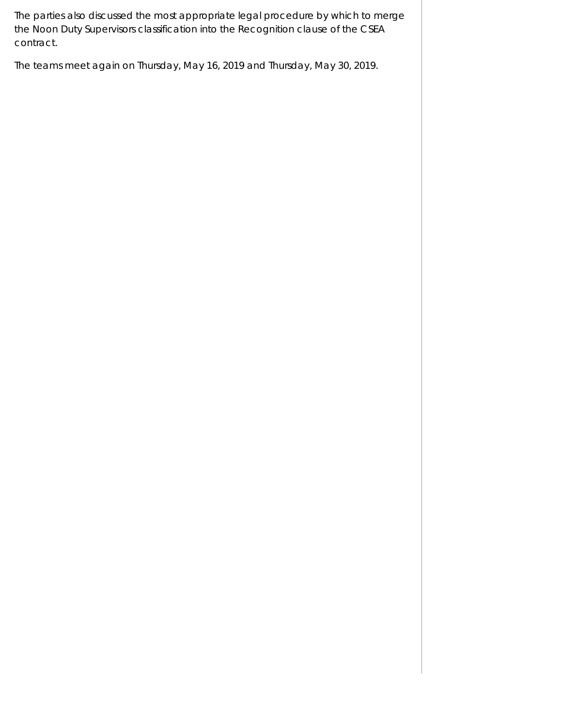The parties also discussed the most appropriate legal procedure by which to merge the Noon Duty Supervisors classification into the Recognition clause of the CSEA contract.

The teams meet again on Thursday, May 16, 2019 and Thursday, May 30, 2019.